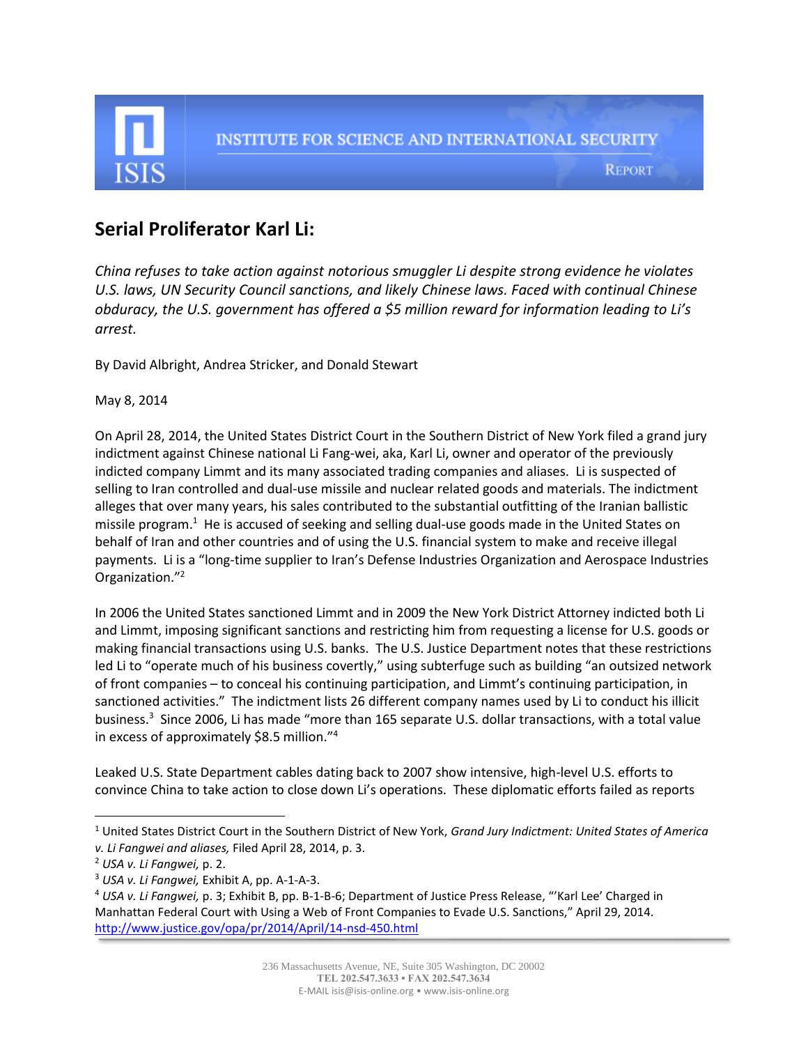INSTITUTE FOR SCIENCE AND INTERNATIONAL SECURITY

REPORT

# Serial Proliferator Karl Li:

*China refuses to take action against notorious smuggler Li despite strong evidence he violates U.S. laws, UN Security Council sanctions, and likely Chinese laws. Faced with continual Chinese obduracy, the U.S. government has offered a $5 million reward for information leading to Li's arrest.*

By David Albright, Andrea Stricker, and Donald Stewart

May 8, 2014

On April 28, 2014, the United States District Court in the Southern District of New York filed a grand jury indictment against Chinese national Li Fang-wei, aka, Karl Li, owner and operator of the previously indicted company Limmt and its many associated trading companies and aliases. Li is suspected of selling to Iran controlled and dual-use missile and nuclear related goods and materials. The indictment alleges that over many years, his sales contributed to the substantial outfitting of the Iranian ballistic missile program.[1] He is accused of seeking and selling dual-use goods made in the United States on behalf of Iran and other countries and of using the U.S. financial system to make and receive illegal payments. Li is a "long-time supplier to Iran's Defense Industries Organization and Aerospace Industries Organization."[2]

In 2006 the United States sanctioned Limmt and in 2009 the New York District Attorney indicted both Li and Limmt, imposing significant sanctions and restricting him from requesting a license for U.S. goods or making financial transactions using U.S. banks. The U.S. Justice Department notes that these restrictions led Li to "operate much of his business covertly," using subterfuge such as building "an outsized network of front companies – to conceal his continuing participation, and Limmt's continuing participation, in sanctioned activities." The indictment lists 26 different company names used by Li to conduct his illicit business.[3] Since 2006, Li has made "more than 165 separate U.S. dollar transactions, with a total value in excess of approximately $8.5 million."[4]

Leaked U.S. State Department cables dating back to 2007 show intensive, high-level U.S. efforts to convince China to take action to close down Li's operations. These diplomatic efforts failed as reports

---

[1] United States District Court in the Southern District of New York, *Grand Jury Indictment: United States of America v. Li Fangwei and aliases,* Filed April 28, 2014, p. 3.

[2] *USA v. Li Fangwei,* p. 2.

[3] *USA v. Li Fangwei,* Exhibit A, pp. A-1-A-3.

[4] *USA v. Li Fangwei,* p. 3; Exhibit B, pp. B-1-B-6; Department of Justice Press Release, "'Karl Lee' Charged in Manhattan Federal Court with Using a Web of Front Companies to Evade U.S. Sanctions," April 29, 2014. http://www.justice.gov/opa/pr/2014/April/14-nsd-450.html

236 Massachusetts Avenue, NE, Suite 305 Washington, DC 20002
TEL 202.547.3633 • FAX 202.547.3634
E-MAIL isis@isis-online.org • www.isis-online.org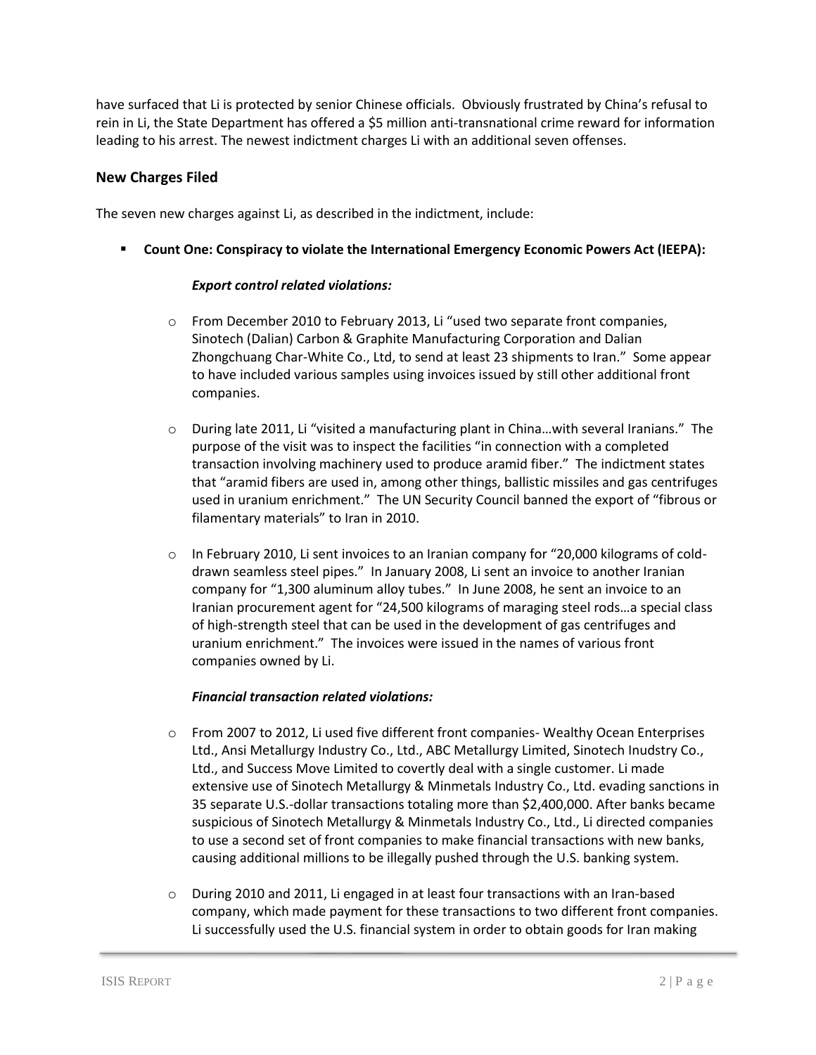have surfaced that Li is protected by senior Chinese officials. Obviously frustrated by China's refusal to rein in Li, the State Department has offered a $5 million anti-transnational crime reward for information leading to his arrest. The newest indictment charges Li with an additional seven offenses.

## New Charges Filed

The seven new charges against Li, as described in the indictment, include:

- **Count One: Conspiracy to violate the International Emergency Economic Powers Act (IEEPA):**

  ***Export control related violations:***

  - From December 2010 to February 2013, Li "used two separate front companies, Sinotech (Dalian) Carbon & Graphite Manufacturing Corporation and Dalian Zhongchuang Char-White Co., Ltd, to send at least 23 shipments to Iran." Some appear to have included various samples using invoices issued by still other additional front companies.

  - During late 2011, Li "visited a manufacturing plant in China…with several Iranians." The purpose of the visit was to inspect the facilities "in connection with a completed transaction involving machinery used to produce aramid fiber." The indictment states that "aramid fibers are used in, among other things, ballistic missiles and gas centrifuges used in uranium enrichment." The UN Security Council banned the export of "fibrous or filamentary materials" to Iran in 2010.

  - In February 2010, Li sent invoices to an Iranian company for "20,000 kilograms of cold-drawn seamless steel pipes." In January 2008, Li sent an invoice to another Iranian company for "1,300 aluminum alloy tubes." In June 2008, he sent an invoice to an Iranian procurement agent for "24,500 kilograms of maraging steel rods…a special class of high-strength steel that can be used in the development of gas centrifuges and uranium enrichment." The invoices were issued in the names of various front companies owned by Li.

  ***Financial transaction related violations:***

  - From 2007 to 2012, Li used five different front companies- Wealthy Ocean Enterprises Ltd., Ansi Metallurgy Industry Co., Ltd., ABC Metallurgy Limited, Sinotech Inudstry Co., Ltd., and Success Move Limited to covertly deal with a single customer. Li made extensive use of Sinotech Metallurgy & Minmetals Industry Co., Ltd. evading sanctions in 35 separate U.S.-dollar transactions totaling more than $2,400,000. After banks became suspicious of Sinotech Metallurgy & Minmetals Industry Co., Ltd., Li directed companies to use a second set of front companies to make financial transactions with new banks, causing additional millions to be illegally pushed through the U.S. banking system.

  - During 2010 and 2011, Li engaged in at least four transactions with an Iran-based company, which made payment for these transactions to two different front companies. Li successfully used the U.S. financial system in order to obtain goods for Iran making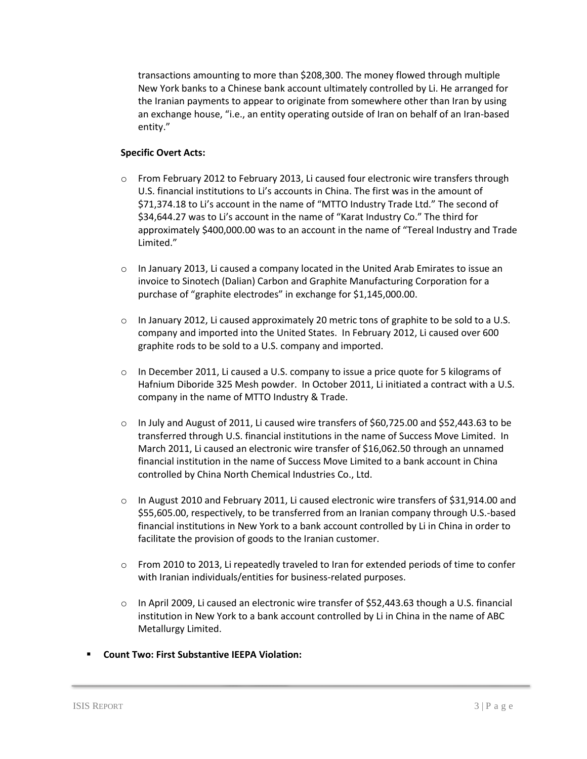transactions amounting to more than $208,300. The money flowed through multiple New York banks to a Chinese bank account ultimately controlled by Li. He arranged for the Iranian payments to appear to originate from somewhere other than Iran by using an exchange house, "i.e., an entity operating outside of Iran on behalf of an Iran-based entity."

**Specific Overt Acts:**

- From February 2012 to February 2013, Li caused four electronic wire transfers through U.S. financial institutions to Li's accounts in China. The first was in the amount of $71,374.18 to Li's account in the name of "MTTO Industry Trade Ltd." The second of $34,644.27 was to Li's account in the name of "Karat Industry Co." The third for approximately $400,000.00 was to an account in the name of "Tereal Industry and Trade Limited."

- In January 2013, Li caused a company located in the United Arab Emirates to issue an invoice to Sinotech (Dalian) Carbon and Graphite Manufacturing Corporation for a purchase of "graphite electrodes" in exchange for $1,145,000.00.

- In January 2012, Li caused approximately 20 metric tons of graphite to be sold to a U.S. company and imported into the United States. In February 2012, Li caused over 600 graphite rods to be sold to a U.S. company and imported.

- In December 2011, Li caused a U.S. company to issue a price quote for 5 kilograms of Hafnium Diboride 325 Mesh powder. In October 2011, Li initiated a contract with a U.S. company in the name of MTTO Industry & Trade.

- In July and August of 2011, Li caused wire transfers of $60,725.00 and $52,443.63 to be transferred through U.S. financial institutions in the name of Success Move Limited. In March 2011, Li caused an electronic wire transfer of $16,062.50 through an unnamed financial institution in the name of Success Move Limited to a bank account in China controlled by China North Chemical Industries Co., Ltd.

- In August 2010 and February 2011, Li caused electronic wire transfers of $31,914.00 and $55,605.00, respectively, to be transferred from an Iranian company through U.S.-based financial institutions in New York to a bank account controlled by Li in China in order to facilitate the provision of goods to the Iranian customer.

- From 2010 to 2013, Li repeatedly traveled to Iran for extended periods of time to confer with Iranian individuals/entities for business-related purposes.

- In April 2009, Li caused an electronic wire transfer of $52,443.63 though a U.S. financial institution in New York to a bank account controlled by Li in China in the name of ABC Metallurgy Limited.

- **Count Two: First Substantive IEEPA Violation:**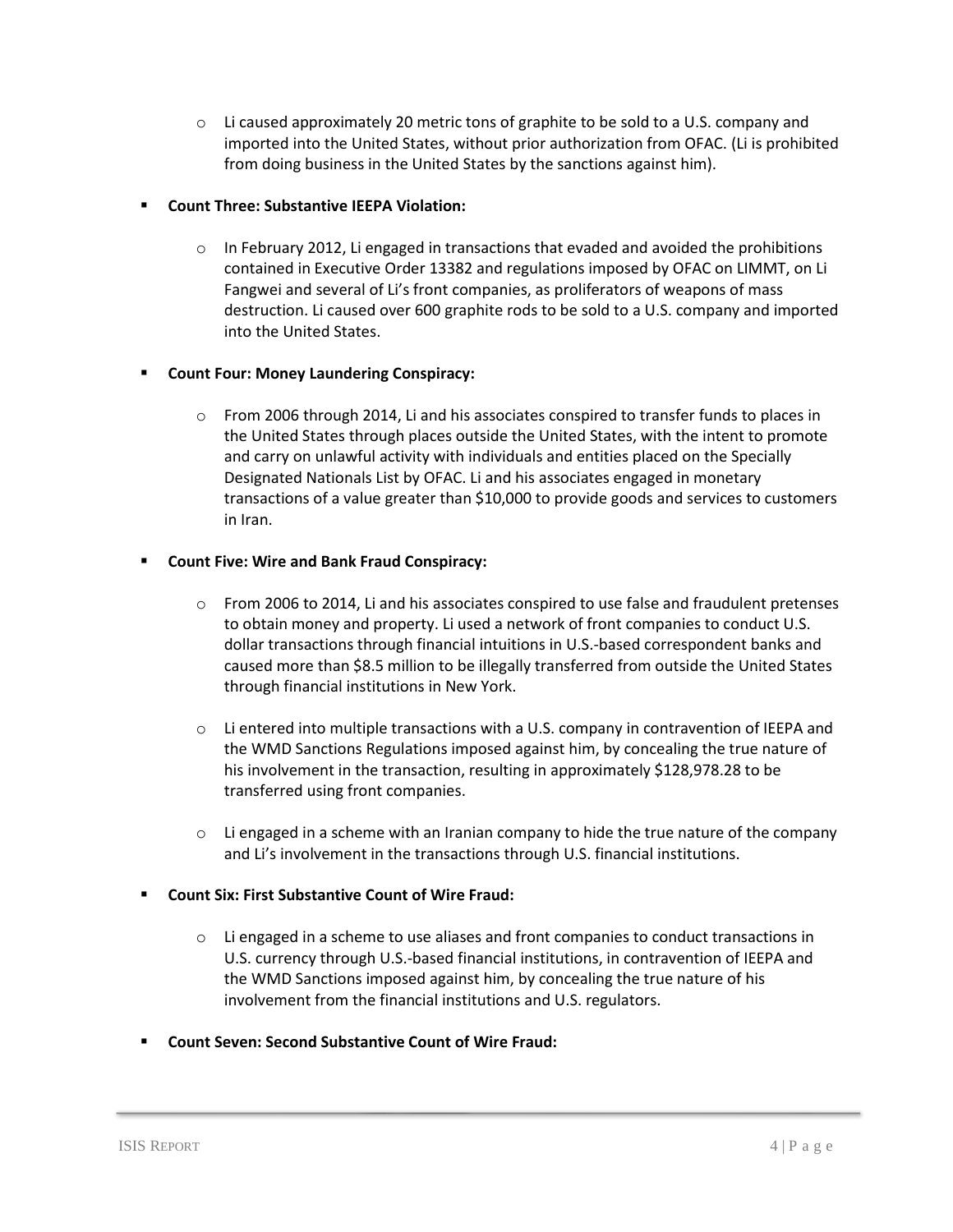- Li caused approximately 20 metric tons of graphite to be sold to a U.S. company and imported into the United States, without prior authorization from OFAC. (Li is prohibited from doing business in the United States by the sanctions against him).

- **Count Three: Substantive IEEPA Violation:**

  - In February 2012, Li engaged in transactions that evaded and avoided the prohibitions contained in Executive Order 13382 and regulations imposed by OFAC on LIMMT, on Li Fangwei and several of Li's front companies, as proliferators of weapons of mass destruction. Li caused over 600 graphite rods to be sold to a U.S. company and imported into the United States.

- **Count Four: Money Laundering Conspiracy:**

  - From 2006 through 2014, Li and his associates conspired to transfer funds to places in the United States through places outside the United States, with the intent to promote and carry on unlawful activity with individuals and entities placed on the Specially Designated Nationals List by OFAC. Li and his associates engaged in monetary transactions of a value greater than $10,000 to provide goods and services to customers in Iran.

- **Count Five: Wire and Bank Fraud Conspiracy:**

  - From 2006 to 2014, Li and his associates conspired to use false and fraudulent pretenses to obtain money and property. Li used a network of front companies to conduct U.S. dollar transactions through financial intuitions in U.S.-based correspondent banks and caused more than $8.5 million to be illegally transferred from outside the United States through financial institutions in New York.

  - Li entered into multiple transactions with a U.S. company in contravention of IEEPA and the WMD Sanctions Regulations imposed against him, by concealing the true nature of his involvement in the transaction, resulting in approximately $128,978.28 to be transferred using front companies.

  - Li engaged in a scheme with an Iranian company to hide the true nature of the company and Li's involvement in the transactions through U.S. financial institutions.

- **Count Six: First Substantive Count of Wire Fraud:**

  - Li engaged in a scheme to use aliases and front companies to conduct transactions in U.S. currency through U.S.-based financial institutions, in contravention of IEEPA and the WMD Sanctions imposed against him, by concealing the true nature of his involvement from the financial institutions and U.S. regulators.

- **Count Seven: Second Substantive Count of Wire Fraud:**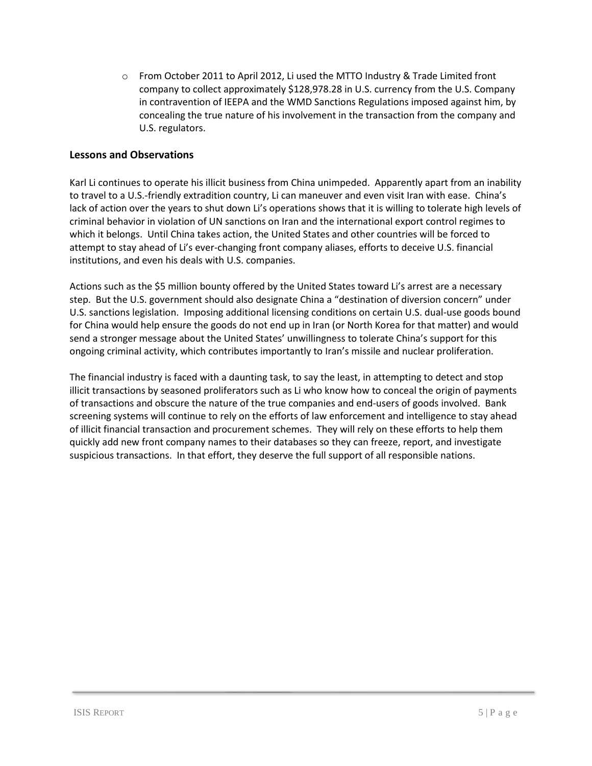- From October 2011 to April 2012, Li used the MTTO Industry & Trade Limited front company to collect approximately $128,978.28 in U.S. currency from the U.S. Company in contravention of IEEPA and the WMD Sanctions Regulations imposed against him, by concealing the true nature of his involvement in the transaction from the company and U.S. regulators.

## Lessons and Observations

Karl Li continues to operate his illicit business from China unimpeded. Apparently apart from an inability to travel to a U.S.-friendly extradition country, Li can maneuver and even visit Iran with ease. China's lack of action over the years to shut down Li's operations shows that it is willing to tolerate high levels of criminal behavior in violation of UN sanctions on Iran and the international export control regimes to which it belongs. Until China takes action, the United States and other countries will be forced to attempt to stay ahead of Li's ever-changing front company aliases, efforts to deceive U.S. financial institutions, and even his deals with U.S. companies.

Actions such as the $5 million bounty offered by the United States toward Li's arrest are a necessary step. But the U.S. government should also designate China a "destination of diversion concern" under U.S. sanctions legislation. Imposing additional licensing conditions on certain U.S. dual-use goods bound for China would help ensure the goods do not end up in Iran (or North Korea for that matter) and would send a stronger message about the United States' unwillingness to tolerate China's support for this ongoing criminal activity, which contributes importantly to Iran's missile and nuclear proliferation.

The financial industry is faced with a daunting task, to say the least, in attempting to detect and stop illicit transactions by seasoned proliferators such as Li who know how to conceal the origin of payments of transactions and obscure the nature of the true companies and end-users of goods involved. Bank screening systems will continue to rely on the efforts of law enforcement and intelligence to stay ahead of illicit financial transaction and procurement schemes. They will rely on these efforts to help them quickly add new front company names to their databases so they can freeze, report, and investigate suspicious transactions. In that effort, they deserve the full support of all responsible nations.